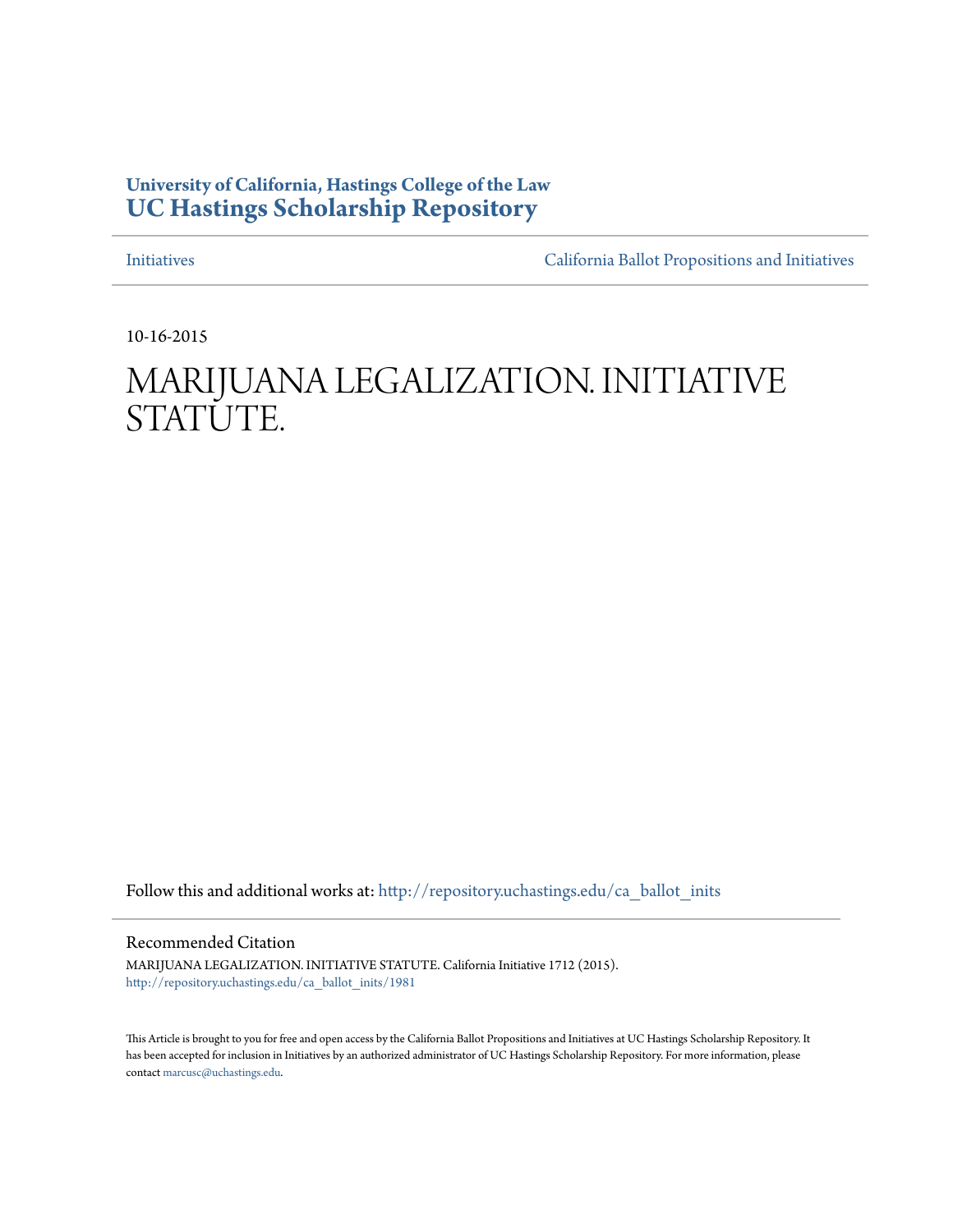University of California, Hastings College of the Law
# UC Hastings Scholarship Repository

Initiatives | California Ballot Propositions and Initiatives

10-16-2015

# MARIJUANA LEGALIZATION. INITIATIVE STATUTE.

Follow this and additional works at: http://repository.uchastings.edu/ca_ballot_inits

## Recommended Citation

MARIJUANA LEGALIZATION. INITIATIVE STATUTE. California Initiative 1712 (2015).
http://repository.uchastings.edu/ca_ballot_inits/1981

This Article is brought to you for free and open access by the California Ballot Propositions and Initiatives at UC Hastings Scholarship Repository. It has been accepted for inclusion in Initiatives by an authorized administrator of UC Hastings Scholarship Repository. For more information, please contact marcusc@uchastings.edu.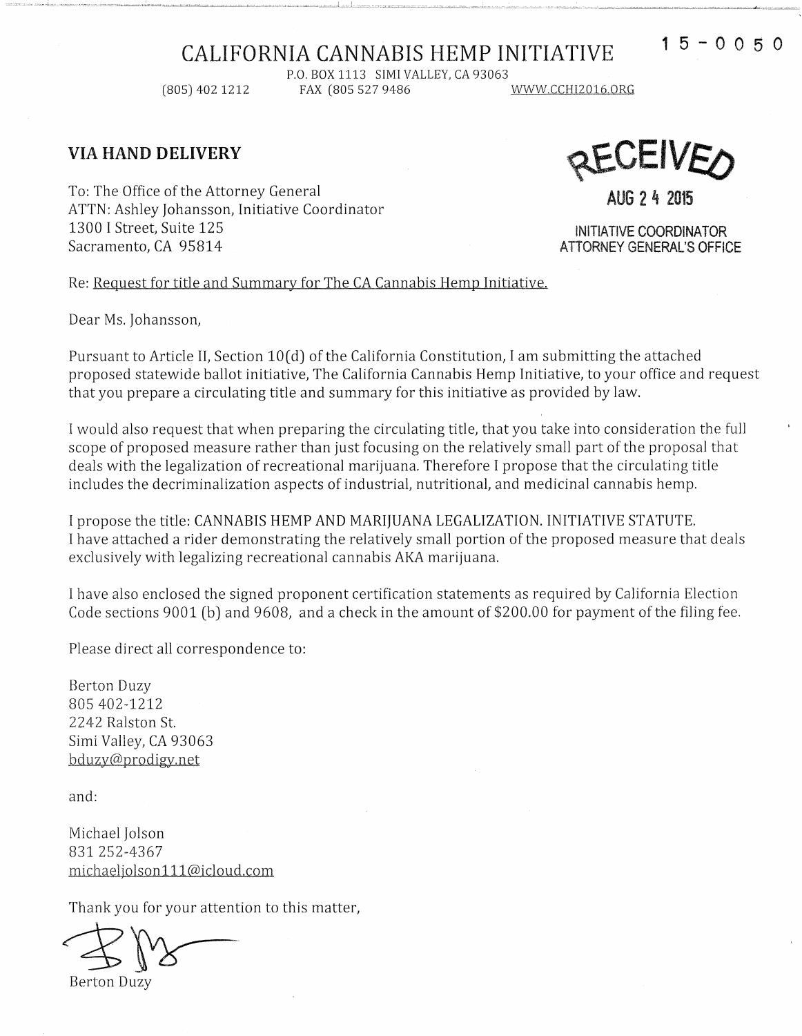15-0050

# CALIFORNIA CANNABIS HEMP INITIATIVE

P.O. BOX 1113 SIMI VALLEY, CA 93063

(805) 402 1212 FAX (805 527 9486 WWW.CCHI2016.ORG

**VIA HAND DELIVERY**

RECEIVED

AUG 24 2015

INITIATIVE COORDINATOR
ATTORNEY GENERAL'S OFFICE

To: The Office of the Attorney General
ATTN: Ashley Johansson, Initiative Coordinator
1300 I Street, Suite 125
Sacramento, CA 95814

Re: Request for title and Summary for The CA Cannabis Hemp Initiative.

Dear Ms. Johansson,

Pursuant to Article II, Section 10(d) of the California Constitution, I am submitting the attached proposed statewide ballot initiative, The California Cannabis Hemp Initiative, to your office and request that you prepare a circulating title and summary for this initiative as provided by law.

I would also request that when preparing the circulating title, that you take into consideration the full scope of proposed measure rather than just focusing on the relatively small part of the proposal that deals with the legalization of recreational marijuana. Therefore I propose that the circulating title includes the decriminalization aspects of industrial, nutritional, and medicinal cannabis hemp.

I propose the title: CANNABIS HEMP AND MARIJUANA LEGALIZATION. INITIATIVE STATUTE.
I have attached a rider demonstrating the relatively small portion of the proposed measure that deals exclusively with legalizing recreational cannabis AKA marijuana.

I have also enclosed the signed proponent certification statements as required by California Election Code sections 9001 (b) and 9608, and a check in the amount of $200.00 for payment of the filing fee.

Please direct all correspondence to:

Berton Duzy
805 402-1212
2242 Ralston St.
Simi Valley, CA 93063
bduzy@prodigy.net

and:

Michael Jolson
831 252-4367
michaeljolson111@icloud.com

Thank you for your attention to this matter,

Berton Duzy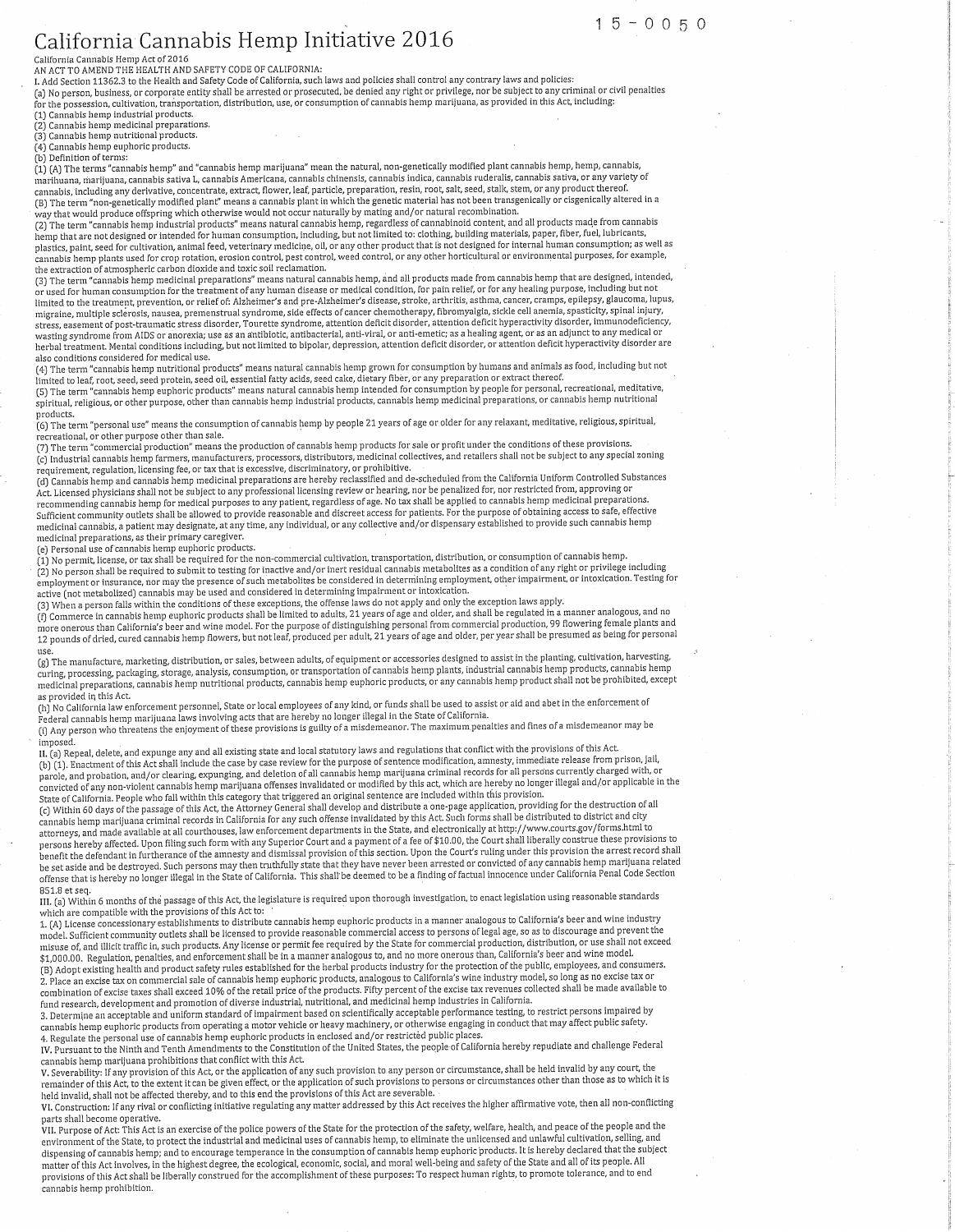15-0050

# California Cannabis Hemp Initiative 2016

California Cannabis Hemp Act of 2016

AN ACT TO AMEND THE HEALTH AND SAFETY CODE OF CALIFORNIA:

I. Add Section 11362.3 to the Health and Safety Code of California, such laws and policies shall control any contrary laws and policies:

(a) No person, business, or corporate entity shall be arrested or prosecuted, be denied any right or privilege, nor be subject to any criminal or civil penalties for the possession, cultivation, transportation, distribution, use, or consumption of cannabis hemp marijuana, as provided in this Act, including:

(1) Cannabis hemp industrial products.
(2) Cannabis hemp medicinal preparations.
(3) Cannabis hemp nutritional products.
(4) Cannabis hemp euphoric products.

(b) Definition of terms:

(1) (A) The terms "cannabis hemp" and "cannabis hemp marijuana" mean the natural, non-genetically modified plant cannabis hemp, hemp, cannabis, marihuana, marijuana, cannabis sativa L, cannabis Americana, cannabis chinensis, cannabis indica, cannabis ruderalis, cannabis sativa, or any variety of cannabis, including any derivative, concentrate, extract, flower, leaf, particle, preparation, resin, root, salt, seed, stalk, stem, or any product thereof.
(B) The term "non-genetically modified plant" means a cannabis plant in which the genetic material has not been transgenically or cisgenically altered in a way that would produce offspring which otherwise would not occur naturally by mating and/or natural recombination.

(2) The term "cannabis hemp industrial products" means natural cannabis hemp, regardless of cannabinoid content, and all products made from cannabis hemp that are not designed or intended for human consumption, including, but not limited to: clothing, building materials, paper, fiber, fuel, lubricants, plastics, paint, seed for cultivation, animal feed, veterinary medicine, oil, or any other product that is not designed for internal human consumption; as well as cannabis hemp plants used for crop rotation, erosion control, pest control, weed control, or any other horticultural or environmental purposes, for example, the extraction of atmospheric carbon dioxide and toxic soil reclamation.

(3) The term "cannabis hemp medicinal preparations" means natural cannabis hemp, and all products made from cannabis hemp that are designed, intended, or used for human consumption for the treatment of any human disease or medical condition, for pain relief, or for any healing purpose, including but not limited to the treatment, prevention, or relief of: Alzheimer's and pre-Alzheimer's disease, stroke, arthritis, asthma, cancer, cramps, epilepsy, glaucoma, lupus, migraine, multiple sclerosis, nausea, premenstrual syndrome, side effects of cancer chemotherapy, fibromyalgia, sickle cell anemia, spasticity, spinal injury, stress, easement of post-traumatic stress disorder, Tourette syndrome, attention deficit disorder, attention deficit hyperactivity disorder, immunodeficiency, wasting syndrome from AIDS or anorexia; use as an antibiotic, antibacterial, anti-viral, or anti-emetic; as a healing agent, or as an adjunct to any medical or herbal treatment. Mental conditions including, but not limited to bipolar, depression, attention deficit disorder, or attention deficit hyperactivity disorder are also conditions considered for medical use.

(4) The term "cannabis hemp nutritional products" means natural cannabis hemp grown for consumption by humans and animals as food, including but not limited to leaf, root, seed, seed protein, seed oil, essential fatty acids, seed cake, dietary fiber, or any preparation or extract thereof.

(5) The term "cannabis hemp euphoric products" means natural cannabis hemp intended for consumption by people for personal, recreational, meditative, spiritual, religious, or other purpose, other than cannabis hemp industrial products, cannabis hemp medicinal preparations, or cannabis hemp nutritional products.

(6) The term "personal use" means the consumption of cannabis hemp by people 21 years of age or older for any relaxant, meditative, religious, spiritual, recreational, or other purpose other than sale.

(7) The term "commercial production" means the production of cannabis hemp products for sale or profit under the conditions of these provisions.

(c) Industrial cannabis hemp farmers, manufacturers, processors, distributors, medicinal collectives, and retailers shall not be subject to any special zoning requirement, regulation, licensing fee, or tax that is excessive, discriminatory, or prohibitive.

(d) Cannabis hemp and cannabis hemp medicinal preparations are hereby reclassified and de-scheduled from the California Uniform Controlled Substances Act. Licensed physicians shall not be subject to any professional licensing review or hearing, nor be penalized for, nor restricted from, approving or recommending cannabis hemp for medical purposes to any patient, regardless of age. No tax shall be applied to cannabis hemp medicinal preparations. Sufficient community outlets shall be allowed to provide reasonable and discreet access for patients. For the purpose of obtaining access to safe, effective medicinal cannabis, a patient may designate, at any time, any individual, or any collective and/or dispensary established to provide such cannabis hemp medicinal preparations, as their primary caregiver.

(e) Personal use of cannabis hemp euphoric products.

(1) No permit, license, or tax shall be required for the non-commercial cultivation, transportation, distribution, or consumption of cannabis hemp.

(2) No person shall be required to submit to testing for inactive and/or inert residual cannabis metabolites as a condition of any right or privilege including employment or insurance, nor may the presence of such metabolites be considered in determining employment, other impairment, or intoxication. Testing for active (not metabolized) cannabis may be used and considered in determining impairment or intoxication.

(3) When a person falls within the conditions of these exceptions, the offense laws do not apply and only the exception laws apply.

(f) Commerce in cannabis hemp euphoric products shall be limited to adults, 21 years of age and older, and shall be regulated in a manner analogous, and no more onerous than California's beer and wine model. For the purpose of distinguishing personal from commercial production, 99 flowering female plants and 12 pounds of dried, cured cannabis hemp flowers, but not leaf, produced per adult, 21 years of age and older, per year shall be presumed as being for personal use.

(g) The manufacture, marketing, distribution, or sales, between adults, of equipment or accessories designed to assist in the planting, cultivation, harvesting, curing, processing, packaging, storage, analysis, consumption, or transportation of cannabis hemp plants, industrial cannabis hemp products, cannabis hemp medicinal preparations, cannabis hemp nutritional products, cannabis hemp euphoric products, or any cannabis hemp product shall not be prohibited, except as provided in this Act.

(h) No California law enforcement personnel, State or local employees of any kind, or funds shall be used to assist or aid and abet in the enforcement of Federal cannabis hemp marijuana laws involving acts that are hereby no longer illegal in the State of California.

(i) Any person who threatens the enjoyment of these provisions is guilty of a misdemeanor. The maximum penalties and fines of a misdemeanor may be imposed.

II. (a) Repeal, delete, and expunge any and all existing state and local statutory laws and regulations that conflict with the provisions of this Act.

(b) (1). Enactment of this Act shall include the case by case review for the purpose of sentence modification, amnesty, immediate release from prison, jail, parole, and probation, and/or clearing, expunging, and deletion of all cannabis hemp marijuana criminal records for all persons currently charged with, or convicted of any non-violent cannabis hemp marijuana offenses invalidated or modified by this act, which are hereby no longer illegal and/or applicable in the State of California. People who fall within this category that triggered an original sentence are included within this provision.

(c) Within 60 days of the passage of this Act, the Attorney General shall develop and distribute a one-page application, providing for the destruction of all cannabis hemp marijuana criminal records in California for any such offense invalidated by this Act. Such forms shall be distributed to district and city attorneys, and made available at all courthouses, law enforcement departments in the State, and electronically at http://www.courts.gov/forms.html to persons hereby affected. Upon filing such form with any Superior Court and a payment of a fee of $10.00, the Court shall liberally construe these provisions to benefit the defendant in furtherance of the amnesty and dismissal provision of this section. Upon the Court's ruling under this provision the arrest record shall be set aside and be destroyed. Such persons may then truthfully state that they have never been arrested or convicted of any cannabis hemp marijuana related offense that is hereby no longer illegal in the State of California. This shall be deemed to be a finding of factual innocence under California Penal Code Section 851.8 et seq.

III. (a) Within 6 months of the passage of this Act, the legislature is required upon thorough investigation, to enact legislation using reasonable standards which are compatible with the provisions of this Act to:

1. (A) License concessionary establishments to distribute cannabis hemp euphoric products in a manner analogous to California's beer and wine industry model. Sufficient community outlets shall be licensed to provide reasonable commercial access to persons of legal age, so as to discourage and prevent the misuse of, and illicit traffic in, such products. Any license or permit fee required by the State for commercial production, distribution, or use shall not exceed $1,000.00. Regulation, penalties, and enforcement shall be in a manner analogous to, and no more onerous than, California's beer and wine model.
(B) Adopt existing health and product safety rules established for the herbal products industry for the protection of the public, employees, and consumers.

2. Place an excise tax on commercial sale of cannabis hemp euphoric products, analogous to California's wine industry model, so long as no excise tax or combination of excise taxes shall exceed 10% of the retail price of the products. Fifty percent of the excise tax revenues collected shall be made available to fund research, development and promotion of diverse industrial, nutritional, and medicinal hemp industries in California.

3. Determine an acceptable and uniform standard of impairment based on scientifically acceptable performance testing, to restrict persons impaired by cannabis hemp euphoric products from operating a motor vehicle or heavy machinery, or otherwise engaging in conduct that may affect public safety.

4. Regulate the personal use of cannabis hemp euphoric products in enclosed and/or restricted public places.

IV. Pursuant to the Ninth and Tenth Amendments to the Constitution of the United States, the people of California hereby repudiate and challenge Federal cannabis hemp marijuana prohibitions that conflict with this Act.

V. Severability: If any provision of this Act, or the application of any such provision to any person or circumstance, shall be held invalid by any court, the remainder of this Act, to the extent it can be given effect, or the application of such provisions to persons or circumstances other than those as to which it is held invalid, shall not be affected thereby, and to this end the provisions of this Act are severable.

VI. Construction: If any rival or conflicting initiative regulating any matter addressed by this Act receives the higher affirmative vote, then all non-conflicting parts shall become operative.

VII. Purpose of Act: This Act is an exercise of the police powers of the State for the protection of the safety, welfare, health, and peace of the people and the environment of the State, to protect the industrial and medicinal uses of cannabis hemp, to eliminate the unlicensed and unlawful cultivation, selling, and dispensing of cannabis hemp; and to encourage temperance in the consumption of cannabis hemp euphoric products. It is hereby declared that the subject matter of this Act involves, in the highest degree, the ecological, economic, social, and moral well-being and safety of the State and all of its people. All provisions of this Act shall be liberally construed for the accomplishment of these purposes: To respect human rights, to promote tolerance, and to end cannabis hemp prohibition.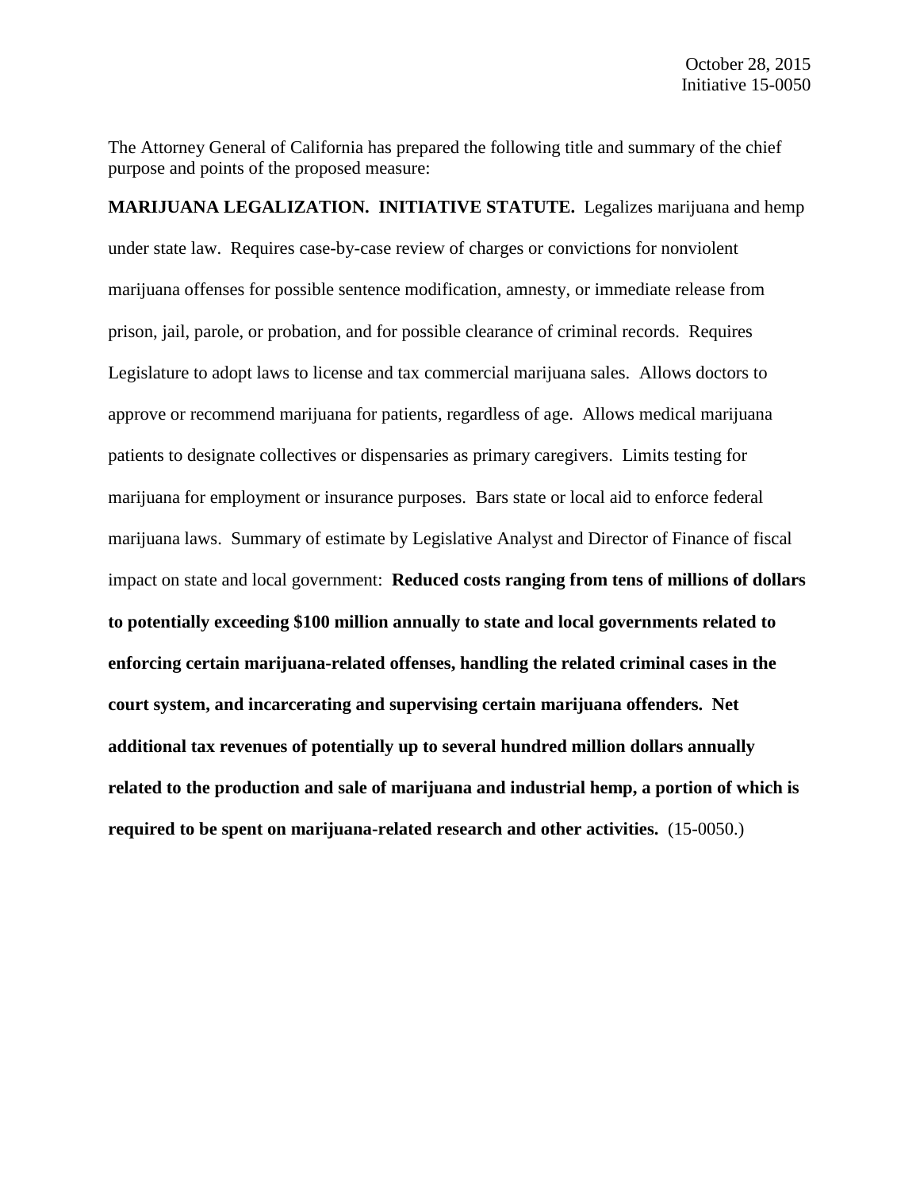October 28, 2015
Initiative 15-0050

The Attorney General of California has prepared the following title and summary of the chief purpose and points of the proposed measure:

**MARIJUANA LEGALIZATION. INITIATIVE STATUTE.** Legalizes marijuana and hemp under state law. Requires case-by-case review of charges or convictions for nonviolent marijuana offenses for possible sentence modification, amnesty, or immediate release from prison, jail, parole, or probation, and for possible clearance of criminal records. Requires Legislature to adopt laws to license and tax commercial marijuana sales. Allows doctors to approve or recommend marijuana for patients, regardless of age. Allows medical marijuana patients to designate collectives or dispensaries as primary caregivers. Limits testing for marijuana for employment or insurance purposes. Bars state or local aid to enforce federal marijuana laws. Summary of estimate by Legislative Analyst and Director of Finance of fiscal impact on state and local government: **Reduced costs ranging from tens of millions of dollars to potentially exceeding $100 million annually to state and local governments related to enforcing certain marijuana-related offenses, handling the related criminal cases in the court system, and incarcerating and supervising certain marijuana offenders. Net additional tax revenues of potentially up to several hundred million dollars annually related to the production and sale of marijuana and industrial hemp, a portion of which is required to be spent on marijuana-related research and other activities.** (15-0050.)